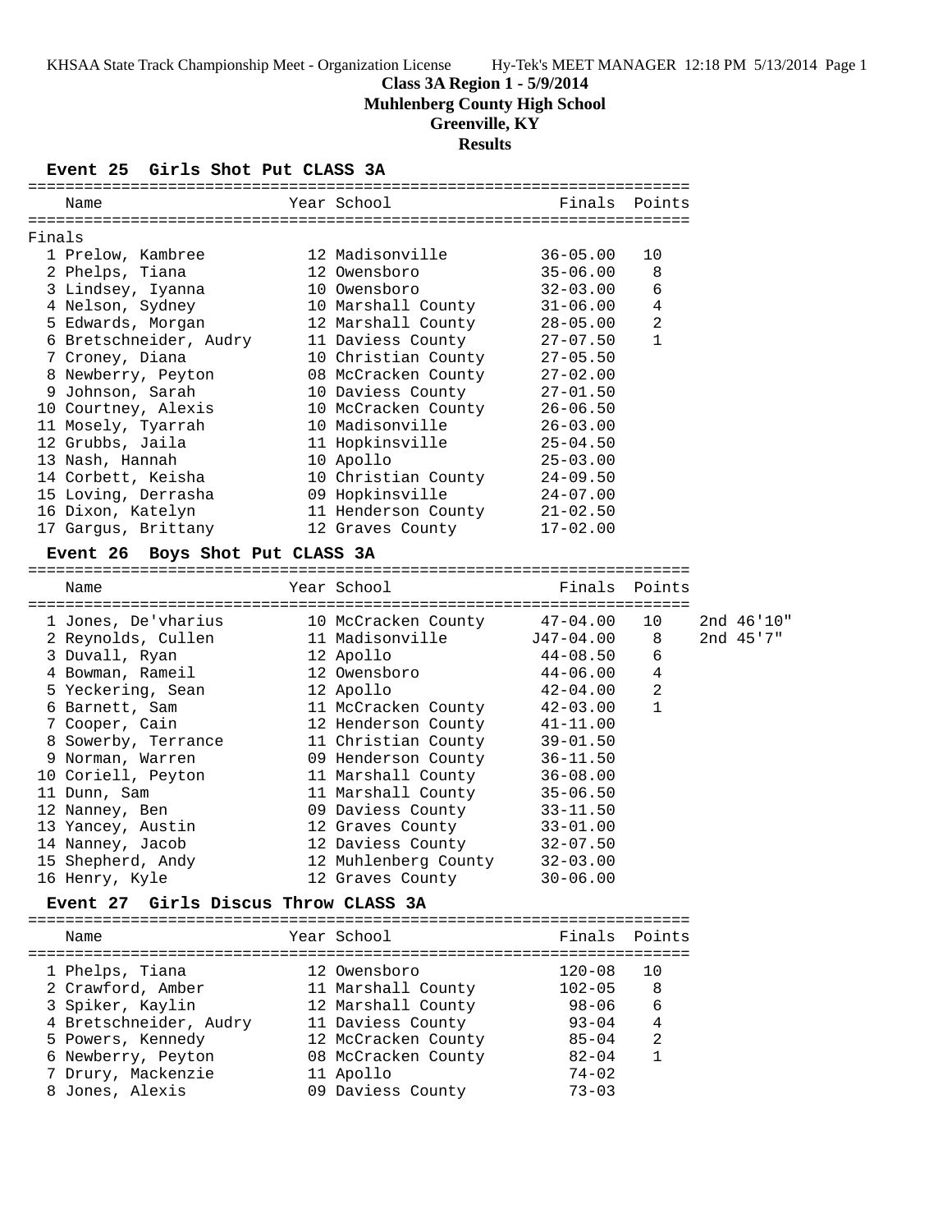# Class 3A Region 1 - 5/9/2014

## Muhlenberg County High School

## Greenville, KY

## Results

### Event 25 Girls Shot Put CLASS 3A

Finals

| Place | Name | Year | School | Finals | Points |
|---|---|---|---|---|---|
| 1 | Prelow, Kambree | 12 | Madisonville | 36-05.00 | 10 |
| 2 | Phelps, Tiana | 12 | Owensboro | 35-06.00 | 8 |
| 3 | Lindsey, Iyanna | 10 | Owensboro | 32-03.00 | 6 |
| 4 | Nelson, Sydney | 10 | Marshall County | 31-06.00 | 4 |
| 5 | Edwards, Morgan | 12 | Marshall County | 28-05.00 | 2 |
| 6 | Bretschneider, Audry | 11 | Daviess County | 27-07.50 | 1 |
| 7 | Croney, Diana | 10 | Christian County | 27-05.50 | |
| 8 | Newberry, Peyton | 08 | McCracken County | 27-02.00 | |
| 9 | Johnson, Sarah | 10 | Daviess County | 27-01.50 | |
| 10 | Courtney, Alexis | 10 | McCracken County | 26-06.50 | |
| 11 | Mosely, Tyarrah | 10 | Madisonville | 26-03.00 | |
| 12 | Grubbs, Jaila | 11 | Hopkinsville | 25-04.50 | |
| 13 | Nash, Hannah | 10 | Apollo | 25-03.00 | |
| 14 | Corbett, Keisha | 10 | Christian County | 24-09.50 | |
| 15 | Loving, Derrasha | 09 | Hopkinsville | 24-07.00 | |
| 16 | Dixon, Katelyn | 11 | Henderson County | 21-02.50 | |
| 17 | Gargus, Brittany | 12 | Graves County | 17-02.00 | |

### Event 26 Boys Shot Put CLASS 3A

| Place | Name | Year | School | Finals | Points | |
|---|---|---|---|---|---|---|
| 1 | Jones, De'vharius | 10 | McCracken County | 47-04.00 | 10 | 2nd 46'10" |
| 2 | Reynolds, Cullen | 11 | Madisonville | J47-04.00 | 8 | 2nd 45'7" |
| 3 | Duvall, Ryan | 12 | Apollo | 44-08.50 | 6 | |
| 4 | Bowman, Rameil | 12 | Owensboro | 44-06.00 | 4 | |
| 5 | Yeckering, Sean | 12 | Apollo | 42-04.00 | 2 | |
| 6 | Barnett, Sam | 11 | McCracken County | 42-03.00 | 1 | |
| 7 | Cooper, Cain | 12 | Henderson County | 41-11.00 | | |
| 8 | Sowerby, Terrance | 11 | Christian County | 39-01.50 | | |
| 9 | Norman, Warren | 09 | Henderson County | 36-11.50 | | |
| 10 | Coriell, Peyton | 11 | Marshall County | 36-08.00 | | |
| 11 | Dunn, Sam | 11 | Marshall County | 35-06.50 | | |
| 12 | Nanney, Ben | 09 | Daviess County | 33-11.50 | | |
| 13 | Yancey, Austin | 12 | Graves County | 33-01.00 | | |
| 14 | Nanney, Jacob | 12 | Daviess County | 32-07.50 | | |
| 15 | Shepherd, Andy | 12 | Muhlenberg County | 32-03.00 | | |
| 16 | Henry, Kyle | 12 | Graves County | 30-06.00 | | |

### Event 27 Girls Discus Throw CLASS 3A

| Place | Name | Year | School | Finals | Points |
|---|---|---|---|---|---|
| 1 | Phelps, Tiana | 12 | Owensboro | 120-08 | 10 |
| 2 | Crawford, Amber | 11 | Marshall County | 102-05 | 8 |
| 3 | Spiker, Kaylin | 12 | Marshall County | 98-06 | 6 |
| 4 | Bretschneider, Audry | 11 | Daviess County | 93-04 | 4 |
| 5 | Powers, Kennedy | 12 | McCracken County | 85-04 | 2 |
| 6 | Newberry, Peyton | 08 | McCracken County | 82-04 | 1 |
| 7 | Drury, Mackenzie | 11 | Apollo | 74-02 | |
| 8 | Jones, Alexis | 09 | Daviess County | 73-03 | |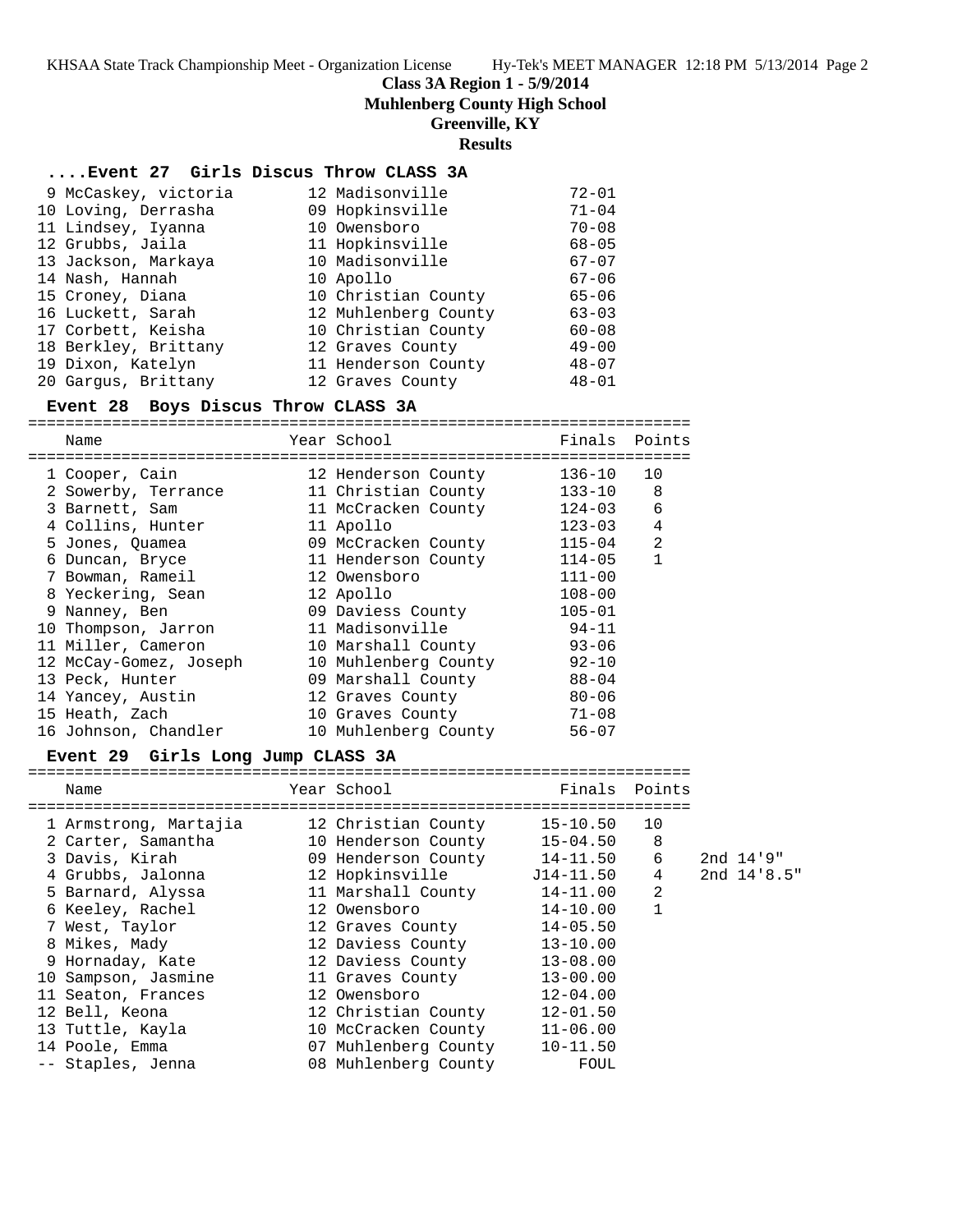**Class 3A Region 1 - 5/9/2014**
**Muhlenberg County High School**
**Greenville, KY**
**Results**

### ....Event 27 Girls Discus Throw CLASS 3A

| Place | Name | Year | School | Finals |
|---|---|---|---|---|
| 9 | McCaskey, victoria | 12 | Madisonville | 72-01 |
| 10 | Loving, Derrasha | 09 | Hopkinsville | 71-04 |
| 11 | Lindsey, Iyanna | 10 | Owensboro | 70-08 |
| 12 | Grubbs, Jaila | 11 | Hopkinsville | 68-05 |
| 13 | Jackson, Markaya | 10 | Madisonville | 67-07 |
| 14 | Nash, Hannah | 10 | Apollo | 67-06 |
| 15 | Croney, Diana | 10 | Christian County | 65-06 |
| 16 | Luckett, Sarah | 12 | Muhlenberg County | 63-03 |
| 17 | Corbett, Keisha | 10 | Christian County | 60-08 |
| 18 | Berkley, Brittany | 12 | Graves County | 49-00 |
| 19 | Dixon, Katelyn | 11 | Henderson County | 48-07 |
| 20 | Gargus, Brittany | 12 | Graves County | 48-01 |

### Event 28 Boys Discus Throw CLASS 3A

| Place | Name | Year | School | Finals | Points |
|---|---|---|---|---|---|
| 1 | Cooper, Cain | 12 | Henderson County | 136-10 | 10 |
| 2 | Sowerby, Terrance | 11 | Christian County | 133-10 | 8 |
| 3 | Barnett, Sam | 11 | McCracken County | 124-03 | 6 |
| 4 | Collins, Hunter | 11 | Apollo | 123-03 | 4 |
| 5 | Jones, Quamea | 09 | McCracken County | 115-04 | 2 |
| 6 | Duncan, Bryce | 11 | Henderson County | 114-05 | 1 |
| 7 | Bowman, Rameil | 12 | Owensboro | 111-00 | |
| 8 | Yeckering, Sean | 12 | Apollo | 108-00 | |
| 9 | Nanney, Ben | 09 | Daviess County | 105-01 | |
| 10 | Thompson, Jarron | 11 | Madisonville | 94-11 | |
| 11 | Miller, Cameron | 10 | Marshall County | 93-06 | |
| 12 | McCay-Gomez, Joseph | 10 | Muhlenberg County | 92-10 | |
| 13 | Peck, Hunter | 09 | Marshall County | 88-04 | |
| 14 | Yancey, Austin | 12 | Graves County | 80-06 | |
| 15 | Heath, Zach | 10 | Graves County | 71-08 | |
| 16 | Johnson, Chandler | 10 | Muhlenberg County | 56-07 | |

### Event 29 Girls Long Jump CLASS 3A

| Place | Name | Year | School | Finals | Points | |
|---|---|---|---|---|---|---|
| 1 | Armstrong, Martajia | 12 | Christian County | 15-10.50 | 10 | |
| 2 | Carter, Samantha | 10 | Henderson County | 15-04.50 | 8 | |
| 3 | Davis, Kirah | 09 | Henderson County | 14-11.50 | 6 | 2nd 14'9" |
| 4 | Grubbs, Jalonna | 12 | Hopkinsville | J14-11.50 | 4 | 2nd 14'8.5" |
| 5 | Barnard, Alyssa | 11 | Marshall County | 14-11.00 | 2 | |
| 6 | Keeley, Rachel | 12 | Owensboro | 14-10.00 | 1 | |
| 7 | West, Taylor | 12 | Graves County | 14-05.50 | | |
| 8 | Mikes, Mady | 12 | Daviess County | 13-10.00 | | |
| 9 | Hornaday, Kate | 12 | Daviess County | 13-08.00 | | |
| 10 | Sampson, Jasmine | 11 | Graves County | 13-00.00 | | |
| 11 | Seaton, Frances | 12 | Owensboro | 12-04.00 | | |
| 12 | Bell, Keona | 12 | Christian County | 12-01.50 | | |
| 13 | Tuttle, Kayla | 10 | McCracken County | 11-06.00 | | |
| 14 | Poole, Emma | 07 | Muhlenberg County | 10-11.50 | | |
| -- | Staples, Jenna | 08 | Muhlenberg County | FOUL | | |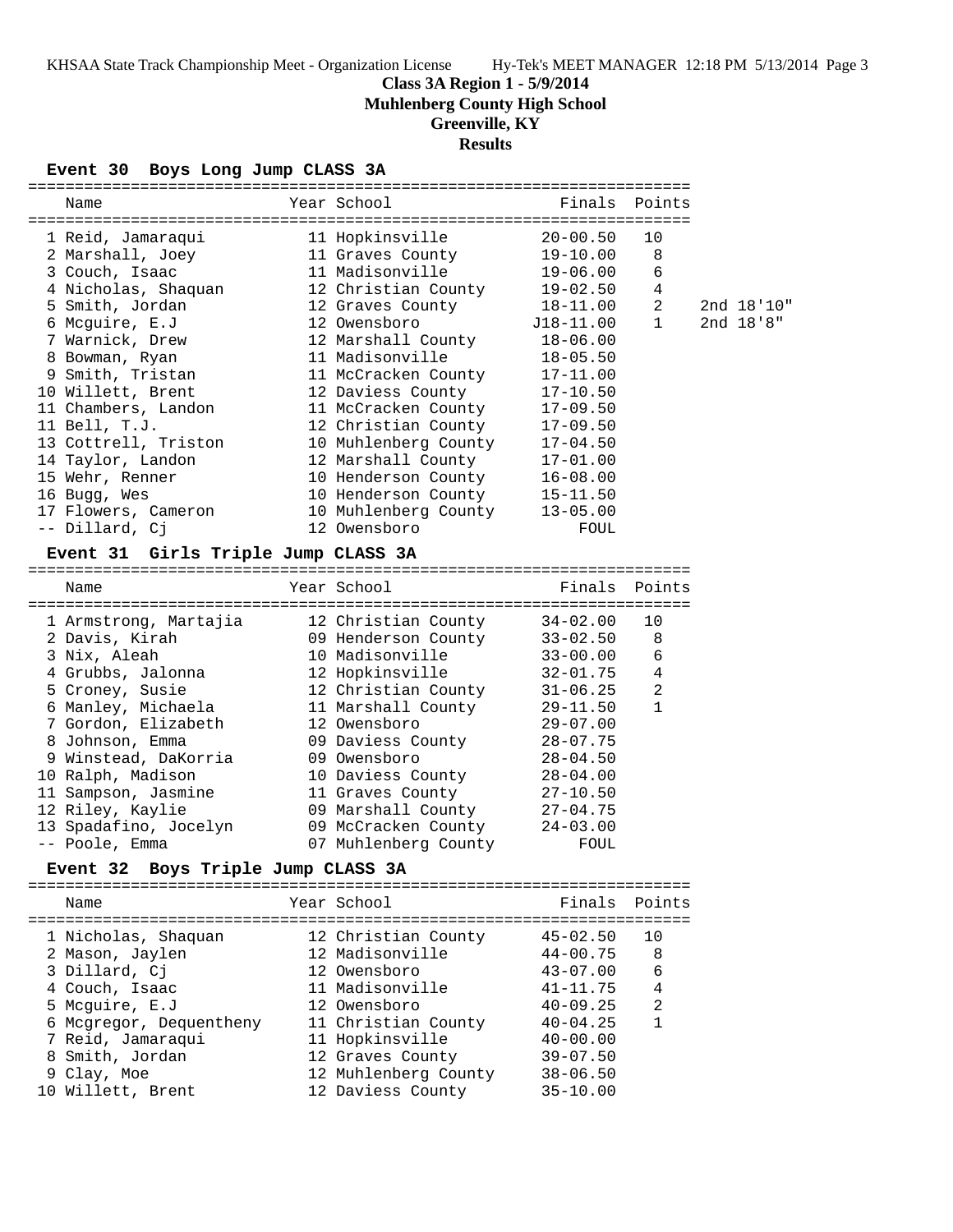# Class 3A Region 1 - 5/9/2014

## Muhlenberg County High School

## Greenville, KY

## Results

### Event 30 Boys Long Jump CLASS 3A

| | Name | Year | School | Finals | Points | |
|---|---|---|---|---|---|---|
| 1 | Reid, Jamaraqui | 11 | Hopkinsville | 20-00.50 | 10 | |
| 2 | Marshall, Joey | 11 | Graves County | 19-10.00 | 8 | |
| 3 | Couch, Isaac | 11 | Madisonville | 19-06.00 | 6 | |
| 4 | Nicholas, Shaquan | 12 | Christian County | 19-02.50 | 4 | |
| 5 | Smith, Jordan | 12 | Graves County | 18-11.00 | 2 | 2nd 18'10" |
| 6 | Mcguire, E.J | 12 | Owensboro | J18-11.00 | 1 | 2nd 18'8" |
| 7 | Warnick, Drew | 12 | Marshall County | 18-06.00 | | |
| 8 | Bowman, Ryan | 11 | Madisonville | 18-05.50 | | |
| 9 | Smith, Tristan | 11 | McCracken County | 17-11.00 | | |
| 10 | Willett, Brent | 12 | Daviess County | 17-10.50 | | |
| 11 | Chambers, Landon | 11 | McCracken County | 17-09.50 | | |
| 11 | Bell, T.J. | 12 | Christian County | 17-09.50 | | |
| 13 | Cottrell, Triston | 10 | Muhlenberg County | 17-04.50 | | |
| 14 | Taylor, Landon | 12 | Marshall County | 17-01.00 | | |
| 15 | Wehr, Renner | 10 | Henderson County | 16-08.00 | | |
| 16 | Bugg, Wes | 10 | Henderson County | 15-11.50 | | |
| 17 | Flowers, Cameron | 10 | Muhlenberg County | 13-05.00 | | |
| -- | Dillard, Cj | 12 | Owensboro | FOUL | | |

### Event 31 Girls Triple Jump CLASS 3A

| | Name | Year | School | Finals | Points |
|---|---|---|---|---|---|
| 1 | Armstrong, Martajia | 12 | Christian County | 34-02.00 | 10 |
| 2 | Davis, Kirah | 09 | Henderson County | 33-02.50 | 8 |
| 3 | Nix, Aleah | 10 | Madisonville | 33-00.00 | 6 |
| 4 | Grubbs, Jalonna | 12 | Hopkinsville | 32-01.75 | 4 |
| 5 | Croney, Susie | 12 | Christian County | 31-06.25 | 2 |
| 6 | Manley, Michaela | 11 | Marshall County | 29-11.50 | 1 |
| 7 | Gordon, Elizabeth | 12 | Owensboro | 29-07.00 | |
| 8 | Johnson, Emma | 09 | Daviess County | 28-07.75 | |
| 9 | Winstead, DaKorria | 09 | Owensboro | 28-04.50 | |
| 10 | Ralph, Madison | 10 | Daviess County | 28-04.00 | |
| 11 | Sampson, Jasmine | 11 | Graves County | 27-10.50 | |
| 12 | Riley, Kaylie | 09 | Marshall County | 27-04.75 | |
| 13 | Spadafino, Jocelyn | 09 | McCracken County | 24-03.00 | |
| -- | Poole, Emma | 07 | Muhlenberg County | FOUL | |

### Event 32 Boys Triple Jump CLASS 3A

| | Name | Year | School | Finals | Points |
|---|---|---|---|---|---|
| 1 | Nicholas, Shaquan | 12 | Christian County | 45-02.50 | 10 |
| 2 | Mason, Jaylen | 12 | Madisonville | 44-00.75 | 8 |
| 3 | Dillard, Cj | 12 | Owensboro | 43-07.00 | 6 |
| 4 | Couch, Isaac | 11 | Madisonville | 41-11.75 | 4 |
| 5 | Mcguire, E.J | 12 | Owensboro | 40-09.25 | 2 |
| 6 | Mcgregor, Dequentheny | 11 | Christian County | 40-04.25 | 1 |
| 7 | Reid, Jamaraqui | 11 | Hopkinsville | 40-00.00 | |
| 8 | Smith, Jordan | 12 | Graves County | 39-07.50 | |
| 9 | Clay, Moe | 12 | Muhlenberg County | 38-06.50 | |
| 10 | Willett, Brent | 12 | Daviess County | 35-10.00 | |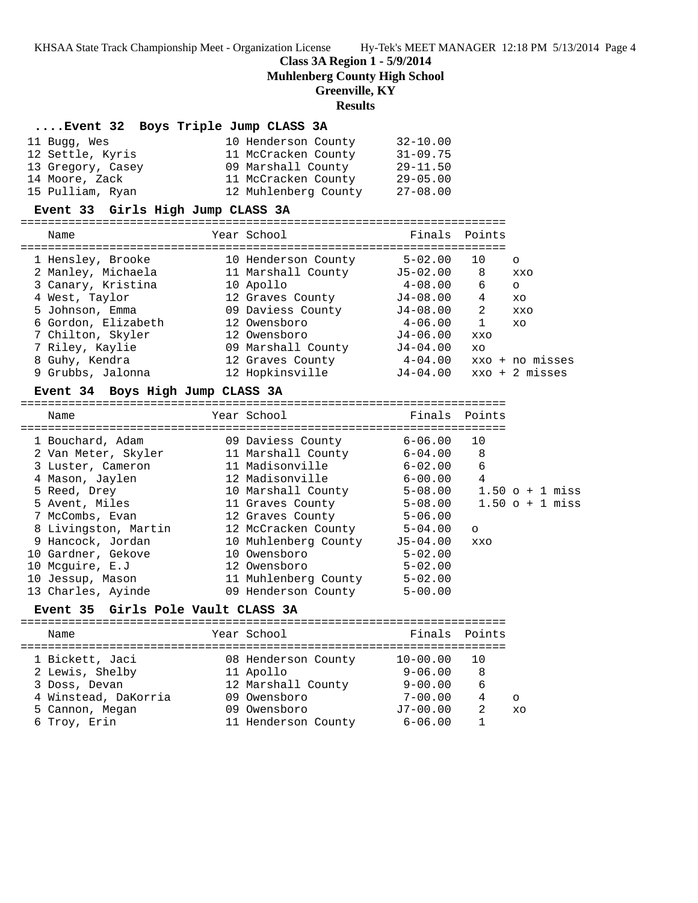## Class 3A Region 1 - 5/9/2014
## Muhlenberg County High School
## Greenville, KY
## Results

### ....Event 32 Boys Triple Jump CLASS 3A

| Place | Name | Year | School | Finals |
|---|---|---|---|---|
| 11 | Bugg, Wes | 10 | Henderson County | 32-10.00 |
| 12 | Settle, Kyris | 11 | McCracken County | 31-09.75 |
| 13 | Gregory, Casey | 09 | Marshall County | 29-11.50 |
| 14 | Moore, Zack | 11 | McCracken County | 29-05.00 |
| 15 | Pulliam, Ryan | 12 | Muhlenberg County | 27-08.00 |

### Event 33 Girls High Jump CLASS 3A

| Place | Name | Year | School | Finals | Points | |
|---|---|---|---|---|---|---|
| 1 | Hensley, Brooke | 10 | Henderson County | 5-02.00 | 10 | o |
| 2 | Manley, Michaela | 11 | Marshall County | J5-02.00 | 8 | xxo |
| 3 | Canary, Kristina | 10 | Apollo | 4-08.00 | 6 | o |
| 4 | West, Taylor | 12 | Graves County | J4-08.00 | 4 | xo |
| 5 | Johnson, Emma | 09 | Daviess County | J4-08.00 | 2 | xxo |
| 6 | Gordon, Elizabeth | 12 | Owensboro | 4-06.00 | 1 | xo |
| 7 | Chilton, Skyler | 12 | Owensboro | J4-06.00 | xxo | |
| 7 | Riley, Kaylie | 09 | Marshall County | J4-04.00 | xo | |
| 8 | Guhy, Kendra | 12 | Graves County | 4-04.00 | xxo + no misses | |
| 9 | Grubbs, Jalonna | 12 | Hopkinsville | J4-04.00 | xxo + 2 misses | |

### Event 34 Boys High Jump CLASS 3A

| Place | Name | Year | School | Finals | Points | |
|---|---|---|---|---|---|---|
| 1 | Bouchard, Adam | 09 | Daviess County | 6-06.00 | 10 | |
| 2 | Van Meter, Skyler | 11 | Marshall County | 6-04.00 | 8 | |
| 3 | Luster, Cameron | 11 | Madisonville | 6-02.00 | 6 | |
| 4 | Mason, Jaylen | 12 | Madisonville | 6-00.00 | 4 | |
| 5 | Reed, Drey | 10 | Marshall County | 5-08.00 | 1.50 | o + 1 miss |
| 5 | Avent, Miles | 11 | Graves County | 5-08.00 | 1.50 | o + 1 miss |
| 7 | McCombs, Evan | 12 | Graves County | 5-06.00 | | |
| 8 | Livingston, Martin | 12 | McCracken County | 5-04.00 | o | |
| 9 | Hancock, Jordan | 10 | Muhlenberg County | J5-04.00 | xxo | |
| 10 | Gardner, Gekove | 10 | Owensboro | 5-02.00 | | |
| 10 | Mcguire, E.J | 12 | Owensboro | 5-02.00 | | |
| 10 | Jessup, Mason | 11 | Muhlenberg County | 5-02.00 | | |
| 13 | Charles, Ayinde | 09 | Henderson County | 5-00.00 | | |

### Event 35 Girls Pole Vault CLASS 3A

| Place | Name | Year | School | Finals | Points | |
|---|---|---|---|---|---|---|
| 1 | Bickett, Jaci | 08 | Henderson County | 10-00.00 | 10 | |
| 2 | Lewis, Shelby | 11 | Apollo | 9-06.00 | 8 | |
| 3 | Doss, Devan | 12 | Marshall County | 9-00.00 | 6 | |
| 4 | Winstead, DaKorria | 09 | Owensboro | 7-00.00 | 4 | o |
| 5 | Cannon, Megan | 09 | Owensboro | J7-00.00 | 2 | xo |
| 6 | Troy, Erin | 11 | Henderson County | 6-06.00 | 1 | |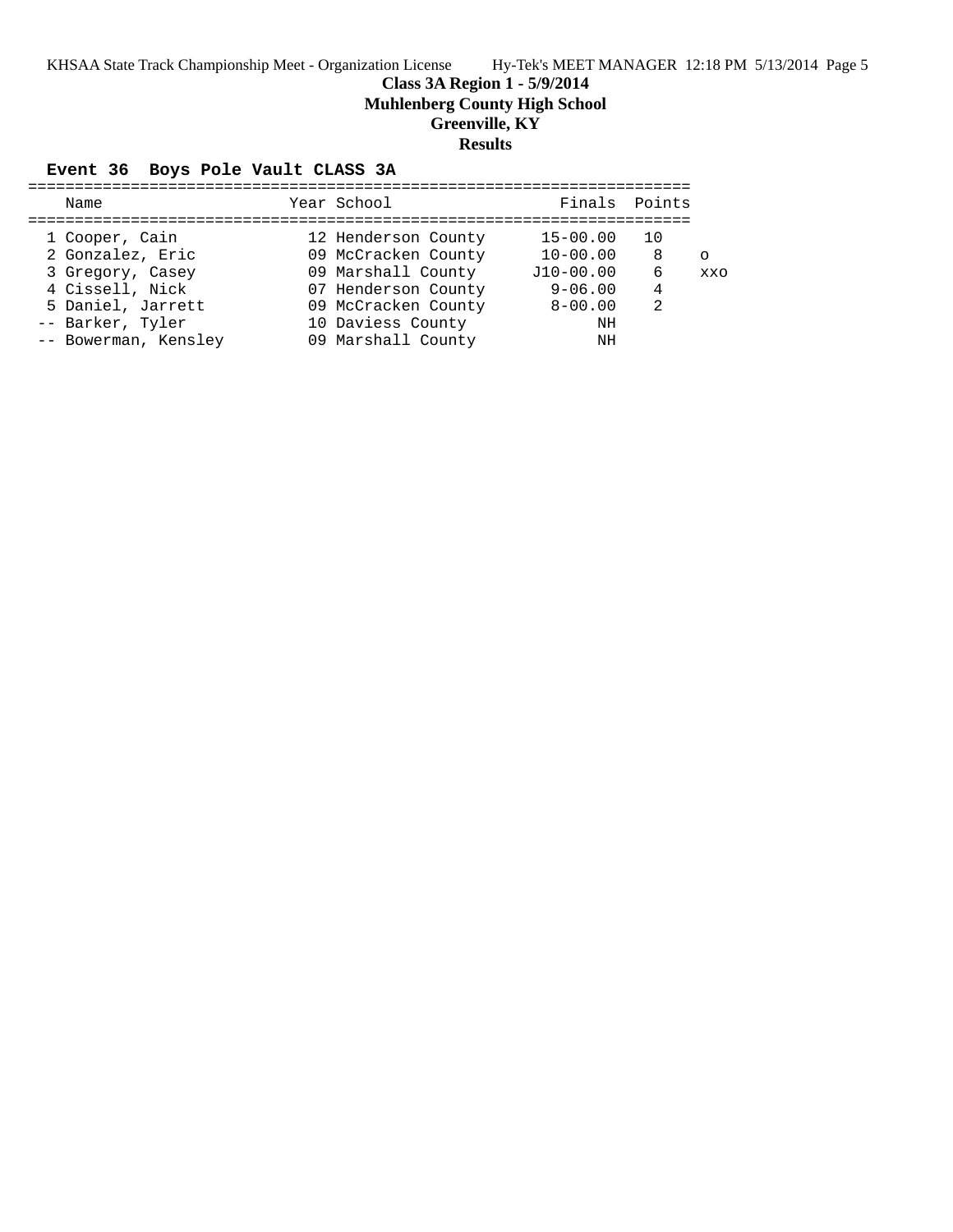**Class 3A Region 1 - 5/9/2014**
**Muhlenberg County High School**
**Greenville, KY**
**Results**

### Event 36 Boys Pole Vault CLASS 3A

| | Name | Year | School | Finals | Points | |
|---|---|---|---|---|---|---|
| 1 | Cooper, Cain | 12 | Henderson County | 15-00.00 | 10 | |
| 2 | Gonzalez, Eric | 09 | McCracken County | 10-00.00 | 8 | o |
| 3 | Gregory, Casey | 09 | Marshall County | J10-00.00 | 6 | xxo |
| 4 | Cissell, Nick | 07 | Henderson County | 9-06.00 | 4 | |
| 5 | Daniel, Jarrett | 09 | McCracken County | 8-00.00 | 2 | |
| -- | Barker, Tyler | 10 | Daviess County | NH | | |
| -- | Bowerman, Kensley | 09 | Marshall County | NH | | |